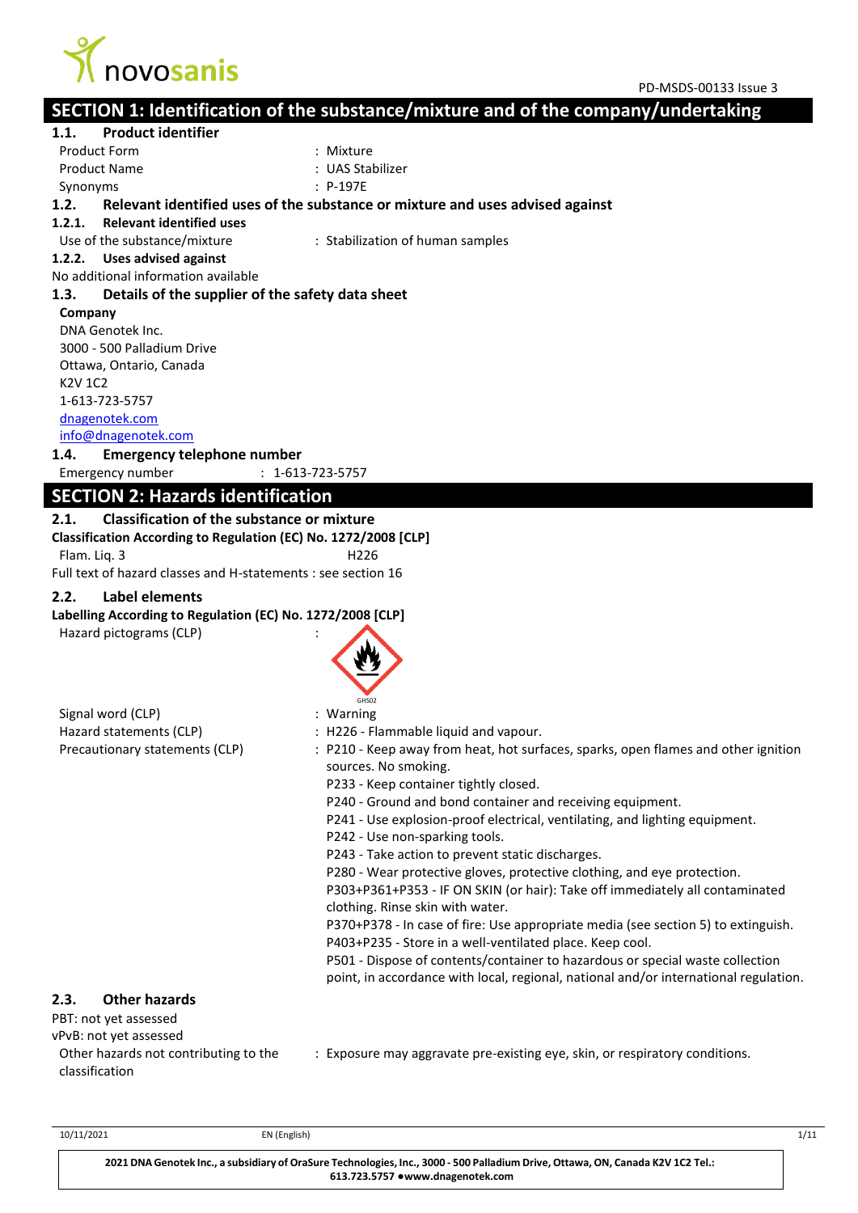# SECTION 1: Identification of the substance/mixture and of the company/undertaking

## 1.1. Product identifier

Product Form : Mixture

Product Name : UAS Stabilizer

Synonyms : P-197E

## 1.2. Relevant identified uses of the substance or mixture and uses advised against

### 1.2.1. Relevant identified uses

Use of the substance/mixture : Stabilization of human samples

### 1.2.2. Uses advised against

No additional information available

## 1.3. Details of the supplier of the safety data sheet

**Company**

DNA Genotek Inc.
3000 - 500 Palladium Drive
Ottawa, Ontario, Canada
K2V 1C2
1-613-723-5757
dnagenotek.com
info@dnagenotek.com

## 1.4. Emergency telephone number

Emergency number : 1-613-723-5757

# SECTION 2: Hazards identification

## 2.1. Classification of the substance or mixture

**Classification According to Regulation (EC) No. 1272/2008 [CLP]**

Flam. Liq. 3 H226

Full text of hazard classes and H-statements : see section 16

## 2.2. Label elements

**Labelling According to Regulation (EC) No. 1272/2008 [CLP]**

Hazard pictograms (CLP) : GHS02

Signal word (CLP) : Warning

Hazard statements (CLP) : H226 - Flammable liquid and vapour.

Precautionary statements (CLP) : P210 - Keep away from heat, hot surfaces, sparks, open flames and other ignition sources. No smoking.
P233 - Keep container tightly closed.
P240 - Ground and bond container and receiving equipment.
P241 - Use explosion-proof electrical, ventilating, and lighting equipment.
P242 - Use non-sparking tools.
P243 - Take action to prevent static discharges.
P280 - Wear protective gloves, protective clothing, and eye protection.
P303+P361+P353 - IF ON SKIN (or hair): Take off immediately all contaminated clothing. Rinse skin with water.
P370+P378 - In case of fire: Use appropriate media (see section 5) to extinguish.
P403+P235 - Store in a well-ventilated place. Keep cool.
P501 - Dispose of contents/container to hazardous or special waste collection point, in accordance with local, regional, national and/or international regulation.

## 2.3. Other hazards

PBT: not yet assessed

vPvB: not yet assessed

Other hazards not contributing to the classification : Exposure may aggravate pre-existing eye, skin, or respiratory conditions.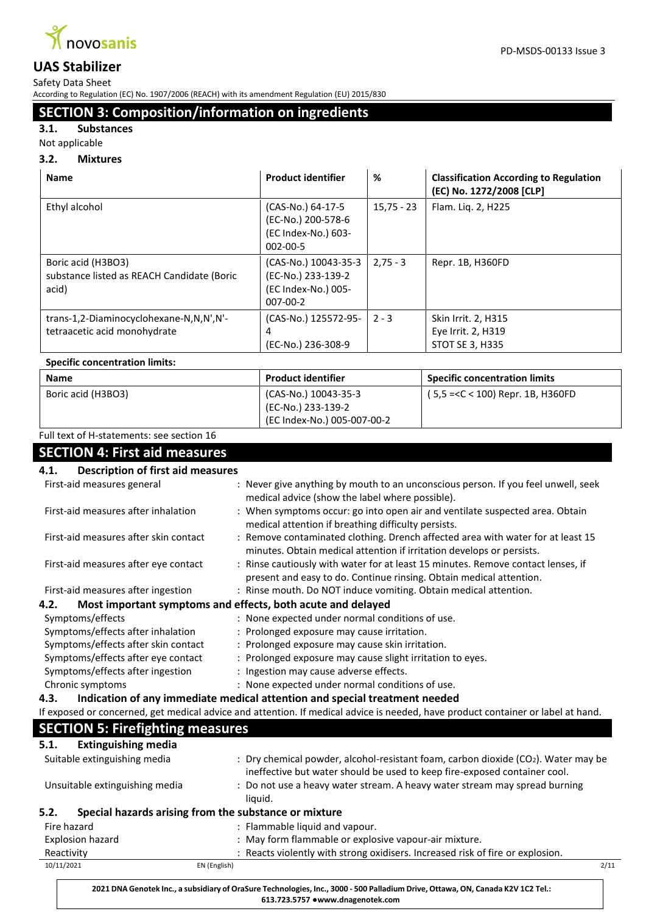## SECTION 3: Composition/information on ingredients

### 3.1. Substances

Not applicable

### 3.2. Mixtures

| Name | Product identifier | % | Classification According to Regulation (EC) No. 1272/2008 [CLP] |
|---|---|---|---|
| Ethyl alcohol | (CAS-No.) 64-17-5 (EC-No.) 200-578-6 (EC Index-No.) 603-002-00-5 | 15,75 - 23 | Flam. Liq. 2, H225 |
| Boric acid (H3BO3) substance listed as REACH Candidate (Boric acid) | (CAS-No.) 10043-35-3 (EC-No.) 233-139-2 (EC Index-No.) 005-007-00-2 | 2,75 - 3 | Repr. 1B, H360FD |
| trans-1,2-Diaminocyclohexane-N,N,N',N'-tetraacetic acid monohydrate | (CAS-No.) 125572-95-4 (EC-No.) 236-308-9 | 2 - 3 | Skin Irrit. 2, H315 Eye Irrit. 2, H319 STOT SE 3, H335 |

**Specific concentration limits:**

| Name | Product identifier | Specific concentration limits |
|---|---|---|
| Boric acid (H3BO3) | (CAS-No.) 10043-35-3 (EC-No.) 233-139-2 (EC Index-No.) 005-007-00-2 | ( 5,5 =<C < 100) Repr. 1B, H360FD |

Full text of H-statements: see section 16

## SECTION 4: First aid measures

### 4.1. Description of first aid measures

- First-aid measures general : Never give anything by mouth to an unconscious person. If you feel unwell, seek medical advice (show the label where possible).
- First-aid measures after inhalation : When symptoms occur: go into open air and ventilate suspected area. Obtain medical attention if breathing difficulty persists.
- First-aid measures after skin contact : Remove contaminated clothing. Drench affected area with water for at least 15 minutes. Obtain medical attention if irritation develops or persists.
- First-aid measures after eye contact : Rinse cautiously with water for at least 15 minutes. Remove contact lenses, if present and easy to do. Continue rinsing. Obtain medical attention.
- First-aid measures after ingestion : Rinse mouth. Do NOT induce vomiting. Obtain medical attention.

### 4.2. Most important symptoms and effects, both acute and delayed

- Symptoms/effects : None expected under normal conditions of use.
- Symptoms/effects after inhalation : Prolonged exposure may cause irritation.
- Symptoms/effects after skin contact : Prolonged exposure may cause skin irritation.
- Symptoms/effects after eye contact : Prolonged exposure may cause slight irritation to eyes.
- Symptoms/effects after ingestion : Ingestion may cause adverse effects.
- Chronic symptoms : None expected under normal conditions of use.

### 4.3. Indication of any immediate medical attention and special treatment needed

If exposed or concerned, get medical advice and attention. If medical advice is needed, have product container or label at hand.

## SECTION 5: Firefighting measures

### 5.1. Extinguishing media

- Suitable extinguishing media : Dry chemical powder, alcohol-resistant foam, carbon dioxide ($CO_2$). Water may be ineffective but water should be used to keep fire-exposed container cool.
- Unsuitable extinguishing media : Do not use a heavy water stream. A heavy water stream may spread burning liquid.

### 5.2. Special hazards arising from the substance or mixture

- Fire hazard : Flammable liquid and vapour.
- Explosion hazard : May form flammable or explosive vapour-air mixture.
- Reactivity : Reacts violently with strong oxidisers. Increased risk of fire or explosion.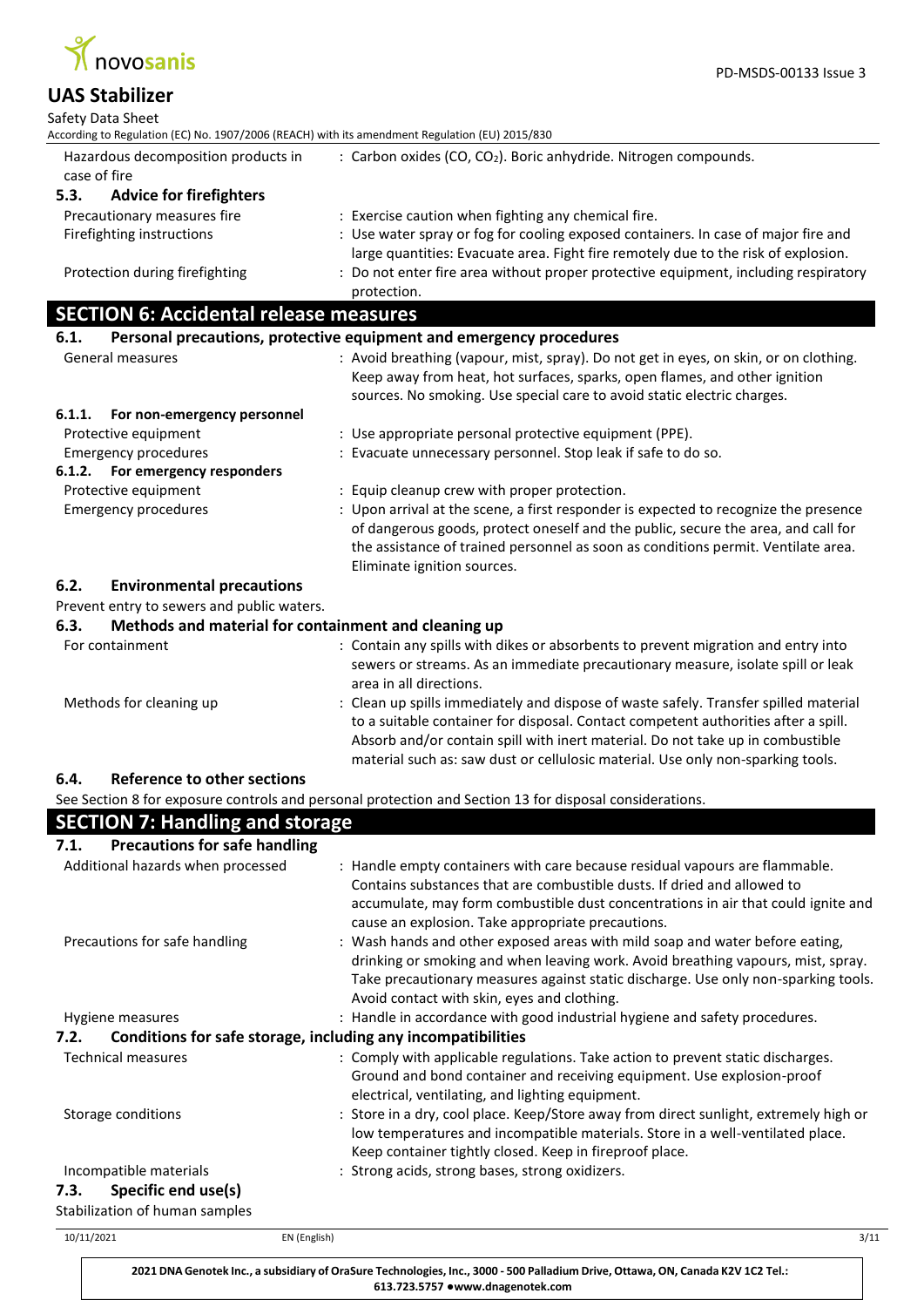| | |
|---|---|
| Hazardous decomposition products in case of fire | : Carbon oxides (CO, $CO_2$). Boric anhydride. Nitrogen compounds. |

### 5.3. Advice for firefighters

| | |
|---|---|
| Precautionary measures fire | : Exercise caution when fighting any chemical fire. |
| Firefighting instructions | : Use water spray or fog for cooling exposed containers. In case of major fire and large quantities: Evacuate area. Fight fire remotely due to the risk of explosion. |
| Protection during firefighting | : Do not enter fire area without proper protective equipment, including respiratory protection. |

## SECTION 6: Accidental release measures

### 6.1. Personal precautions, protective equipment and emergency procedures

| | |
|---|---|
| General measures | : Avoid breathing (vapour, mist, spray). Do not get in eyes, on skin, or on clothing. Keep away from heat, hot surfaces, sparks, open flames, and other ignition sources. No smoking. Use special care to avoid static electric charges. |

#### 6.1.1. For non-emergency personnel

| | |
|---|---|
| Protective equipment | : Use appropriate personal protective equipment (PPE). |
| Emergency procedures | : Evacuate unnecessary personnel. Stop leak if safe to do so. |

#### 6.1.2. For emergency responders

| | |
|---|---|
| Protective equipment | : Equip cleanup crew with proper protection. |
| Emergency procedures | : Upon arrival at the scene, a first responder is expected to recognize the presence of dangerous goods, protect oneself and the public, secure the area, and call for the assistance of trained personnel as soon as conditions permit. Ventilate area. Eliminate ignition sources. |

### 6.2. Environmental precautions

Prevent entry to sewers and public waters.

### 6.3. Methods and material for containment and cleaning up

| | |
|---|---|
| For containment | : Contain any spills with dikes or absorbents to prevent migration and entry into sewers or streams. As an immediate precautionary measure, isolate spill or leak area in all directions. |
| Methods for cleaning up | : Clean up spills immediately and dispose of waste safely. Transfer spilled material to a suitable container for disposal. Contact competent authorities after a spill. Absorb and/or contain spill with inert material. Do not take up in combustible material such as: saw dust or cellulosic material. Use only non-sparking tools. |

### 6.4. Reference to other sections

See Section 8 for exposure controls and personal protection and Section 13 for disposal considerations.

## SECTION 7: Handling and storage

### 7.1. Precautions for safe handling

| | |
|---|---|
| Additional hazards when processed | : Handle empty containers with care because residual vapours are flammable. Contains substances that are combustible dusts. If dried and allowed to accumulate, may form combustible dust concentrations in air that could ignite and cause an explosion. Take appropriate precautions. |
| Precautions for safe handling | : Wash hands and other exposed areas with mild soap and water before eating, drinking or smoking and when leaving work. Avoid breathing vapours, mist, spray. Take precautionary measures against static discharge. Use only non-sparking tools. Avoid contact with skin, eyes and clothing. |
| Hygiene measures | : Handle in accordance with good industrial hygiene and safety procedures. |

### 7.2. Conditions for safe storage, including any incompatibilities

| | |
|---|---|
| Technical measures | : Comply with applicable regulations. Take action to prevent static discharges. Ground and bond container and receiving equipment. Use explosion-proof electrical, ventilating, and lighting equipment. |
| Storage conditions | : Store in a dry, cool place. Keep/Store away from direct sunlight, extremely high or low temperatures and incompatible materials. Store in a well-ventilated place. Keep container tightly closed. Keep in fireproof place. |
| Incompatible materials | : Strong acids, strong bases, strong oxidizers. |

### 7.3. Specific end use(s)

Stabilization of human samples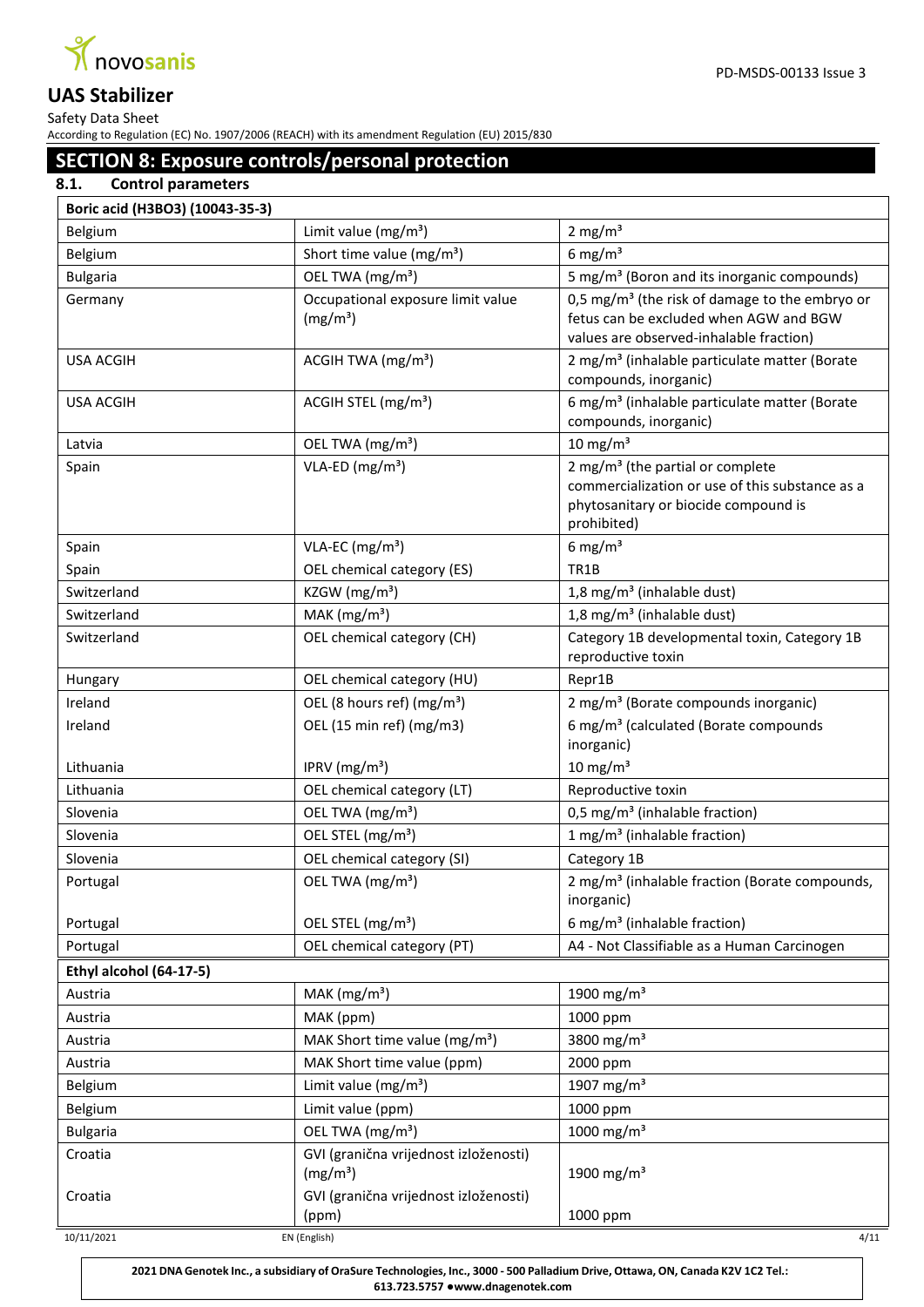## SECTION 8: Exposure controls/personal protection

### 8.1. Control parameters

| Boric acid ($H_3BO_3$) (10043-35-3) | | |
|---|---|---|
| Belgium | Limit value (mg/m³) | 2 mg/m³ |
| Belgium | Short time value (mg/m³) | 6 mg/m³ |
| Bulgaria | OEL TWA (mg/m³) | 5 mg/m³ (Boron and its inorganic compounds) |
| Germany | Occupational exposure limit value (mg/m³) | 0,5 mg/m³ (the risk of damage to the embryo or fetus can be excluded when AGW and BGW values are observed-inhalable fraction) |
| USA ACGIH | ACGIH TWA (mg/m³) | 2 mg/m³ (inhalable particulate matter (Borate compounds, inorganic) |
| USA ACGIH | ACGIH STEL (mg/m³) | 6 mg/m³ (inhalable particulate matter (Borate compounds, inorganic) |
| Latvia | OEL TWA (mg/m³) | 10 mg/m³ |
| Spain | VLA-ED (mg/m³) | 2 mg/m³ (the partial or complete commercialization or use of this substance as a phytosanitary or biocide compound is prohibited) |
| Spain | VLA-EC (mg/m³) | 6 mg/m³ |
| Spain | OEL chemical category (ES) | TR1B |
| Switzerland | KZGW (mg/m³) | 1,8 mg/m³ (inhalable dust) |
| Switzerland | MAK (mg/m³) | 1,8 mg/m³ (inhalable dust) |
| Switzerland | OEL chemical category (CH) | Category 1B developmental toxin, Category 1B reproductive toxin |
| Hungary | OEL chemical category (HU) | Repr1B |
| Ireland | OEL (8 hours ref) (mg/m³) | 2 mg/m³ (Borate compounds inorganic) |
| Ireland | OEL (15 min ref) (mg/m3) | 6 mg/m³ (calculated (Borate compounds inorganic) |
| Lithuania | IPRV (mg/m³) | 10 mg/m³ |
| Lithuania | OEL chemical category (LT) | Reproductive toxin |
| Slovenia | OEL TWA (mg/m³) | 0,5 mg/m³ (inhalable fraction) |
| Slovenia | OEL STEL (mg/m³) | 1 mg/m³ (inhalable fraction) |
| Slovenia | OEL chemical category (SI) | Category 1B |
| Portugal | OEL TWA (mg/m³) | 2 mg/m³ (inhalable fraction (Borate compounds, inorganic) |
| Portugal | OEL STEL (mg/m³) | 6 mg/m³ (inhalable fraction) |
| Portugal | OEL chemical category (PT) | A4 - Not Classifiable as a Human Carcinogen |
| **Ethyl alcohol (64-17-5)** | | |
| Austria | MAK (mg/m³) | 1900 mg/m³ |
| Austria | MAK (ppm) | 1000 ppm |
| Austria | MAK Short time value (mg/m³) | 3800 mg/m³ |
| Austria | MAK Short time value (ppm) | 2000 ppm |
| Belgium | Limit value (mg/m³) | 1907 mg/m³ |
| Belgium | Limit value (ppm) | 1000 ppm |
| Bulgaria | OEL TWA (mg/m³) | 1000 mg/m³ |
| Croatia | GVI (granična vrijednost izloženosti) (mg/m³) | 1900 mg/m³ |
| Croatia | GVI (granična vrijednost izloženosti) (ppm) | 1000 ppm |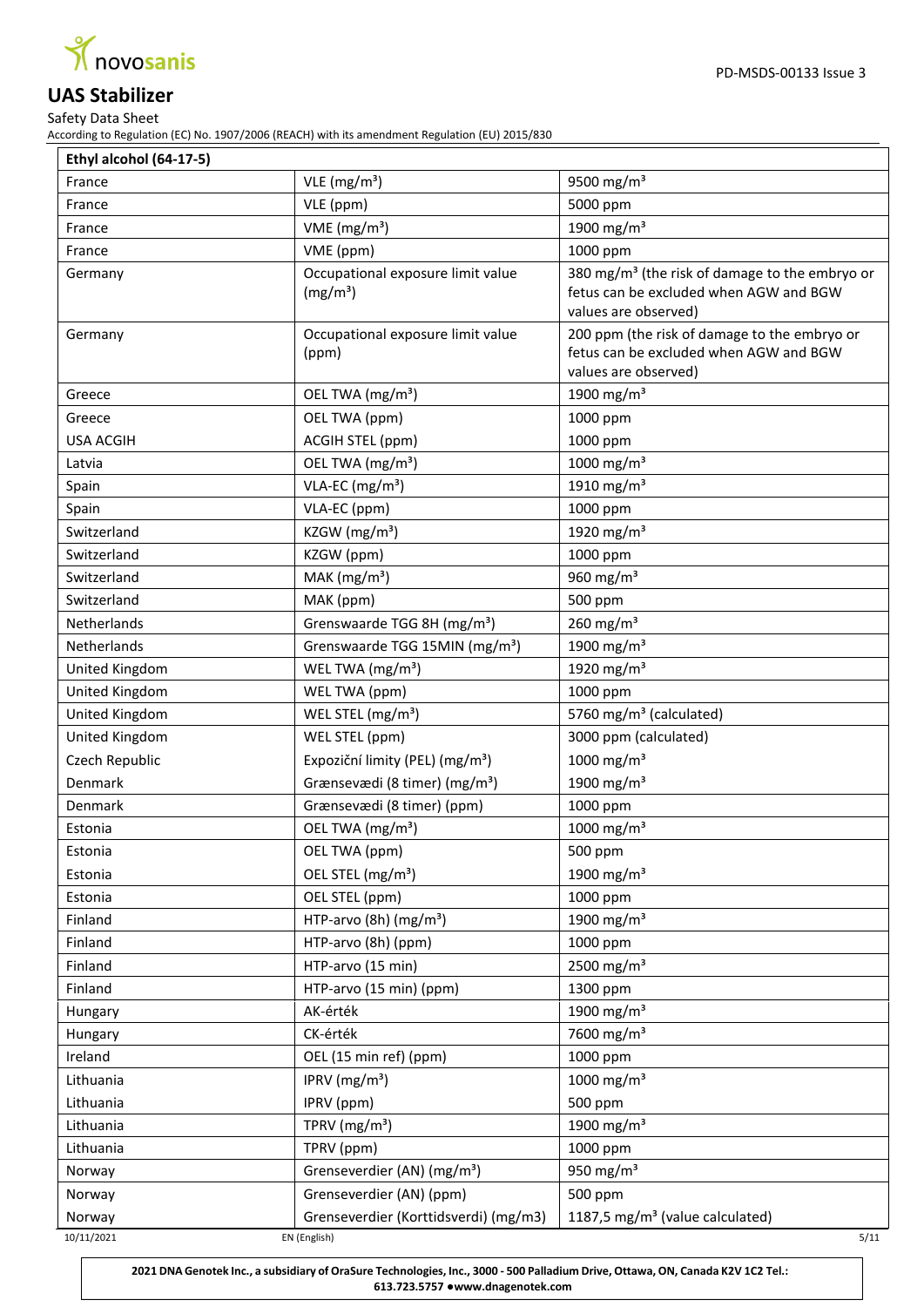| Ethyl alcohol (64-17-5) | | |
|---|---|---|
| France | VLE (mg/m³) | 9500 mg/m³ |
| France | VLE (ppm) | 5000 ppm |
| France | VME (mg/m³) | 1900 mg/m³ |
| France | VME (ppm) | 1000 ppm |
| Germany | Occupational exposure limit value (mg/m³) | 380 mg/m³ (the risk of damage to the embryo or fetus can be excluded when AGW and BGW values are observed) |
| Germany | Occupational exposure limit value (ppm) | 200 ppm (the risk of damage to the embryo or fetus can be excluded when AGW and BGW values are observed) |
| Greece | OEL TWA (mg/m³) | 1900 mg/m³ |
| Greece | OEL TWA (ppm) | 1000 ppm |
| USA ACGIH | ACGIH STEL (ppm) | 1000 ppm |
| Latvia | OEL TWA (mg/m³) | 1000 mg/m³ |
| Spain | VLA-EC (mg/m³) | 1910 mg/m³ |
| Spain | VLA-EC (ppm) | 1000 ppm |
| Switzerland | KZGW (mg/m³) | 1920 mg/m³ |
| Switzerland | KZGW (ppm) | 1000 ppm |
| Switzerland | MAK (mg/m³) | 960 mg/m³ |
| Switzerland | MAK (ppm) | 500 ppm |
| Netherlands | Grenswaarde TGG 8H (mg/m³) | 260 mg/m³ |
| Netherlands | Grenswaarde TGG 15MIN (mg/m³) | 1900 mg/m³ |
| United Kingdom | WEL TWA (mg/m³) | 1920 mg/m³ |
| United Kingdom | WEL TWA (ppm) | 1000 ppm |
| United Kingdom | WEL STEL (mg/m³) | 5760 mg/m³ (calculated) |
| United Kingdom | WEL STEL (ppm) | 3000 ppm (calculated) |
| Czech Republic | Expoziční limity (PEL) (mg/m³) | 1000 mg/m³ |
| Denmark | Grænsevædi (8 timer) (mg/m³) | 1900 mg/m³ |
| Denmark | Grænsevædi (8 timer) (ppm) | 1000 ppm |
| Estonia | OEL TWA (mg/m³) | 1000 mg/m³ |
| Estonia | OEL TWA (ppm) | 500 ppm |
| Estonia | OEL STEL (mg/m³) | 1900 mg/m³ |
| Estonia | OEL STEL (ppm) | 1000 ppm |
| Finland | HTP-arvo (8h) (mg/m³) | 1900 mg/m³ |
| Finland | HTP-arvo (8h) (ppm) | 1000 ppm |
| Finland | HTP-arvo (15 min) | 2500 mg/m³ |
| Finland | HTP-arvo (15 min) (ppm) | 1300 ppm |
| Hungary | AK-érték | 1900 mg/m³ |
| Hungary | CK-érték | 7600 mg/m³ |
| Ireland | OEL (15 min ref) (ppm) | 1000 ppm |
| Lithuania | IPRV (mg/m³) | 1000 mg/m³ |
| Lithuania | IPRV (ppm) | 500 ppm |
| Lithuania | TPRV (mg/m³) | 1900 mg/m³ |
| Lithuania | TPRV (ppm) | 1000 ppm |
| Norway | Grenseverdier (AN) (mg/m³) | 950 mg/m³ |
| Norway | Grenseverdier (AN) (ppm) | 500 ppm |
| Norway | Grenseverdier (Korttidsverdi) (mg/m3) | 1187,5 mg/m³ (value calculated) |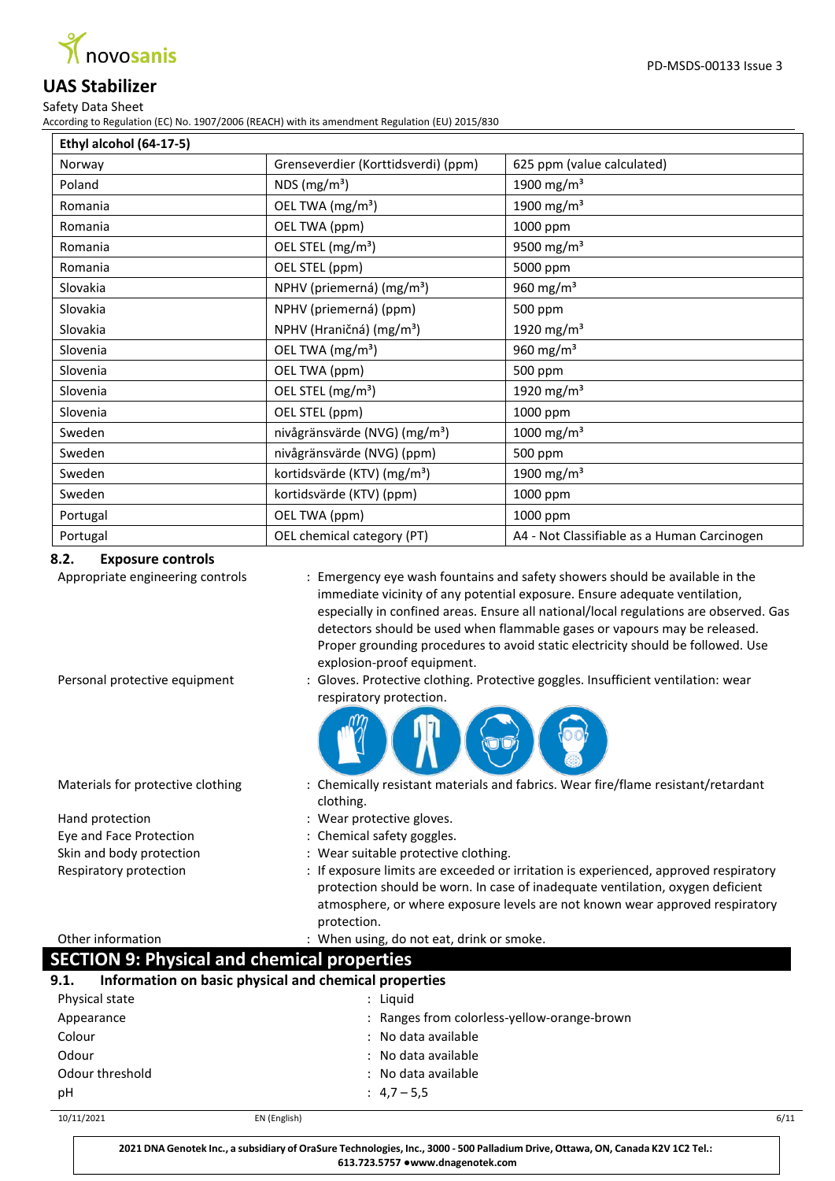| Ethyl alcohol (64-17-5) | | |
|---|---|---|
| Norway | Grenseverdier (Korttidsverdi) (ppm) | 625 ppm (value calculated) |
| Poland | NDS ($mg/m^3$) | 1900 $mg/m^3$ |
| Romania | OEL TWA ($mg/m^3$) | 1900 $mg/m^3$ |
| Romania | OEL TWA (ppm) | 1000 ppm |
| Romania | OEL STEL ($mg/m^3$) | 9500 $mg/m^3$ |
| Romania | OEL STEL (ppm) | 5000 ppm |
| Slovakia | NPHV (priemerná) ($mg/m^3$) | 960 $mg/m^3$ |
| Slovakia | NPHV (priemerná) (ppm) | 500 ppm |
| Slovakia | NPHV (Hraničná) ($mg/m^3$) | 1920 $mg/m^3$ |
| Slovenia | OEL TWA ($mg/m^3$) | 960 $mg/m^3$ |
| Slovenia | OEL TWA (ppm) | 500 ppm |
| Slovenia | OEL STEL ($mg/m^3$) | 1920 $mg/m^3$ |
| Slovenia | OEL STEL (ppm) | 1000 ppm |
| Sweden | nivågränsvärde (NVG) ($mg/m^3$) | 1000 $mg/m^3$ |
| Sweden | nivågränsvärde (NVG) (ppm) | 500 ppm |
| Sweden | kortidsvärde (KTV) ($mg/m^3$) | 1900 $mg/m^3$ |
| Sweden | kortidsvärde (KTV) (ppm) | 1000 ppm |
| Portugal | OEL TWA (ppm) | 1000 ppm |
| Portugal | OEL chemical category (PT) | A4 - Not Classifiable as a Human Carcinogen |

### 8.2. Exposure controls

Appropriate engineering controls : Emergency eye wash fountains and safety showers should be available in the immediate vicinity of any potential exposure. Ensure adequate ventilation, especially in confined areas. Ensure all national/local regulations are observed. Gas detectors should be used when flammable gases or vapours may be released. Proper grounding procedures to avoid static electricity should be followed. Use explosion-proof equipment.

Personal protective equipment : Gloves. Protective clothing. Protective goggles. Insufficient ventilation: wear respiratory protection.

Materials for protective clothing : Chemically resistant materials and fabrics. Wear fire/flame resistant/retardant clothing.

Hand protection : Wear protective gloves.

Eye and Face Protection : Chemical safety goggles.

Skin and body protection : Wear suitable protective clothing.

Respiratory protection : If exposure limits are exceeded or irritation is experienced, approved respiratory protection should be worn. In case of inadequate ventilation, oxygen deficient atmosphere, or where exposure levels are not known wear approved respiratory protection.

Other information : When using, do not eat, drink or smoke.

## SECTION 9: Physical and chemical properties

### 9.1. Information on basic physical and chemical properties

Physical state : Liquid

Appearance : Ranges from colorless-yellow-orange-brown

Colour : No data available

Odour : No data available

Odour threshold : No data available

pH : 4,7 – 5,5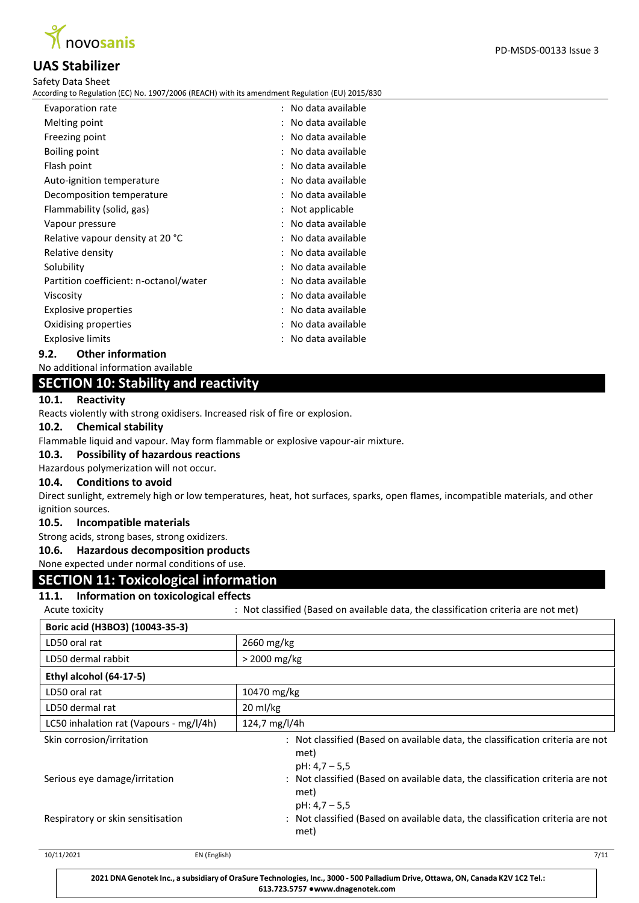| | |
|---|---|
| Evaporation rate | : No data available |
| Melting point | : No data available |
| Freezing point | : No data available |
| Boiling point | : No data available |
| Flash point | : No data available |
| Auto-ignition temperature | : No data available |
| Decomposition temperature | : No data available |
| Flammability (solid, gas) | : Not applicable |
| Vapour pressure | : No data available |
| Relative vapour density at 20 °C | : No data available |
| Relative density | : No data available |
| Solubility | : No data available |
| Partition coefficient: n-octanol/water | : No data available |
| Viscosity | : No data available |
| Explosive properties | : No data available |
| Oxidising properties | : No data available |
| Explosive limits | : No data available |

### 9.2. Other information

No additional information available

## SECTION 10: Stability and reactivity

### 10.1. Reactivity

Reacts violently with strong oxidisers. Increased risk of fire or explosion.

### 10.2. Chemical stability

Flammable liquid and vapour. May form flammable or explosive vapour-air mixture.

### 10.3. Possibility of hazardous reactions

Hazardous polymerization will not occur.

### 10.4. Conditions to avoid

Direct sunlight, extremely high or low temperatures, heat, hot surfaces, sparks, open flames, incompatible materials, and other ignition sources.

### 10.5. Incompatible materials

Strong acids, strong bases, strong oxidizers.

### 10.6. Hazardous decomposition products

None expected under normal conditions of use.

## SECTION 11: Toxicological information

### 11.1. Information on toxicological effects

Acute toxicity : Not classified (Based on available data, the classification criteria are not met)

| **Boric acid ($H_3BO_3$) (10043-35-3)** | |
|---|---|
| LD50 oral rat | 2660 mg/kg |
| LD50 dermal rabbit | > 2000 mg/kg |
| **Ethyl alcohol (64-17-5)** | |
| LD50 oral rat | 10470 mg/kg |
| LD50 dermal rat | 20 ml/kg |
| LC50 inhalation rat (Vapours - mg/l/4h) | 124,7 mg/l/4h |

| | |
|---|---|
| Skin corrosion/irritation | : Not classified (Based on available data, the classification criteria are not met)<br>pH: 4,7 – 5,5 |
| Serious eye damage/irritation | : Not classified (Based on available data, the classification criteria are not met)<br>pH: 4,7 – 5,5 |
| Respiratory or skin sensitisation | : Not classified (Based on available data, the classification criteria are not met) |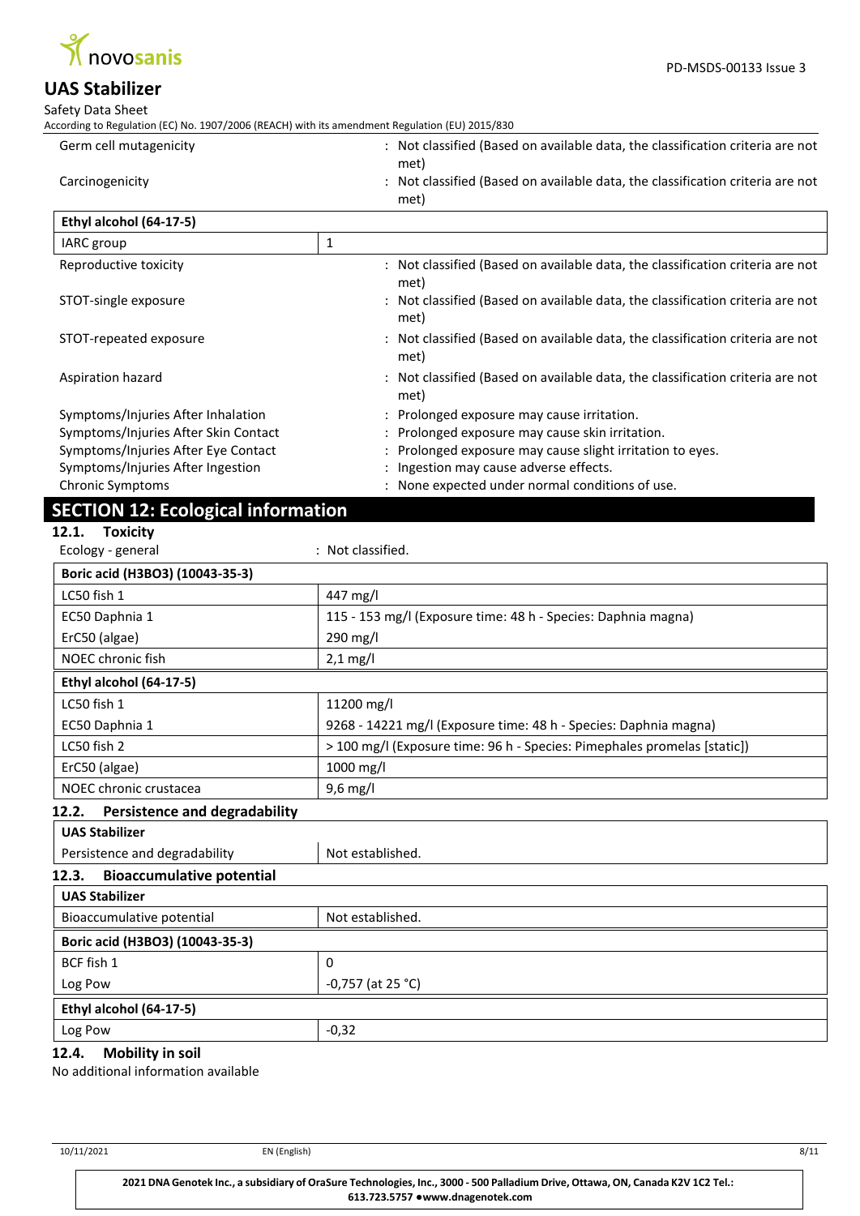| | |
|---|---|
| Germ cell mutagenicity | : Not classified (Based on available data, the classification criteria are not met) |
| Carcinogenicity | : Not classified (Based on available data, the classification criteria are not met) |

| Ethyl alcohol (64-17-5) | |
|---|---|
| IARC group | 1 |

| | |
|---|---|
| Reproductive toxicity | : Not classified (Based on available data, the classification criteria are not met) |
| STOT-single exposure | : Not classified (Based on available data, the classification criteria are not met) |
| STOT-repeated exposure | : Not classified (Based on available data, the classification criteria are not met) |
| Aspiration hazard | : Not classified (Based on available data, the classification criteria are not met) |
| Symptoms/Injuries After Inhalation | : Prolonged exposure may cause irritation. |
| Symptoms/Injuries After Skin Contact | : Prolonged exposure may cause skin irritation. |
| Symptoms/Injuries After Eye Contact | : Prolonged exposure may cause slight irritation to eyes. |
| Symptoms/Injuries After Ingestion | : Ingestion may cause adverse effects. |
| Chronic Symptoms | : None expected under normal conditions of use. |

## SECTION 12: Ecological information

### 12.1. Toxicity

Ecology - general : Not classified.

| Boric acid ($H_3BO_3$) (10043-35-3) | |
|---|---|
| LC50 fish 1 | 447 mg/l |
| EC50 Daphnia 1 | 115 - 153 mg/l (Exposure time: 48 h - Species: Daphnia magna) |
| ErC50 (algae) | 290 mg/l |
| NOEC chronic fish | 2,1 mg/l |

| Ethyl alcohol (64-17-5) | |
|---|---|
| LC50 fish 1 | 11200 mg/l |
| EC50 Daphnia 1 | 9268 - 14221 mg/l (Exposure time: 48 h - Species: Daphnia magna) |
| LC50 fish 2 | > 100 mg/l (Exposure time: 96 h - Species: Pimephales promelas [static]) |
| ErC50 (algae) | 1000 mg/l |
| NOEC chronic crustacea | 9,6 mg/l |

### 12.2. Persistence and degradability

| UAS Stabilizer | |
|---|---|
| Persistence and degradability | Not established. |

### 12.3. Bioaccumulative potential

| UAS Stabilizer | |
|---|---|
| Bioaccumulative potential | Not established. |

| Boric acid ($H_3BO_3$) (10043-35-3) | |
|---|---|
| BCF fish 1 | 0 |
| Log Pow | -0,757 (at 25 °C) |

| Ethyl alcohol (64-17-5) | |
|---|---|
| Log Pow | -0,32 |

### 12.4. Mobility in soil

No additional information available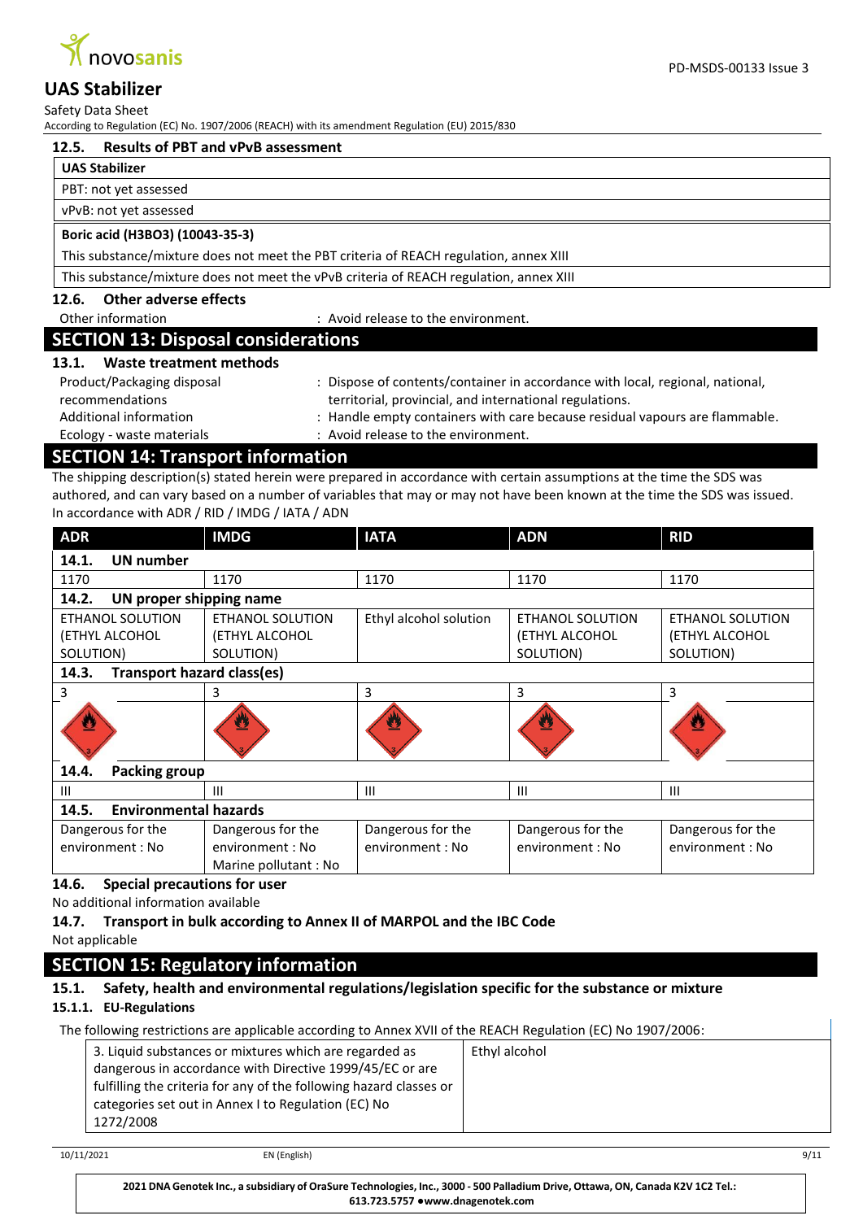#### 12.5. Results of PBT and vPvB assessment

| UAS Stabilizer |
|---|
| PBT: not yet assessed |
| vPvB: not yet assessed |
| **Boric acid ($H_3BO_3$) (10043-35-3)** |
| This substance/mixture does not meet the PBT criteria of REACH regulation, annex XIII |
| This substance/mixture does not meet the vPvB criteria of REACH regulation, annex XIII |

#### 12.6. Other adverse effects

Other information : Avoid release to the environment.

## SECTION 13: Disposal considerations

#### 13.1. Waste treatment methods

Product/Packaging disposal recommendations : Dispose of contents/container in accordance with local, regional, national, territorial, provincial, and international regulations.

Additional information : Handle empty containers with care because residual vapours are flammable.

Ecology - waste materials : Avoid release to the environment.

## SECTION 14: Transport information

The shipping description(s) stated herein were prepared in accordance with certain assumptions at the time the SDS was authored, and can vary based on a number of variables that may or may not have been known at the time the SDS was issued.

In accordance with ADR / RID / IMDG / IATA / ADN

| ADR | IMDG | IATA | ADN | RID |
|---|---|---|---|---|
| **14.1. UN number** | | | | |
| 1170 | 1170 | 1170 | 1170 | 1170 |
| **14.2. UN proper shipping name** | | | | |
| ETHANOL SOLUTION (ETHYL ALCOHOL SOLUTION) | ETHANOL SOLUTION (ETHYL ALCOHOL SOLUTION) | Ethyl alcohol solution | ETHANOL SOLUTION (ETHYL ALCOHOL SOLUTION) | ETHANOL SOLUTION (ETHYL ALCOHOL SOLUTION) |
| **14.3. Transport hazard class(es)** | | | | |
| 3 | 3 | 3 | 3 | 3 |
| **14.4. Packing group** | | | | |
| III | III | III | III | III |
| **14.5. Environmental hazards** | | | | |
| Dangerous for the environment : No | Dangerous for the environment : No<br>Marine pollutant : No | Dangerous for the environment : No | Dangerous for the environment : No | Dangerous for the environment : No |

#### 14.6. Special precautions for user

No additional information available

#### 14.7. Transport in bulk according to Annex II of MARPOL and the IBC Code

Not applicable

## SECTION 15: Regulatory information

#### 15.1. Safety, health and environmental regulations/legislation specific for the substance or mixture

##### 15.1.1. EU-Regulations

The following restrictions are applicable according to Annex XVII of the REACH Regulation (EC) No 1907/2006:

| | |
|---|---|
| 3. Liquid substances or mixtures which are regarded as dangerous in accordance with Directive 1999/45/EC or are fulfilling the criteria for any of the following hazard classes or categories set out in Annex I to Regulation (EC) No 1272/2008 | Ethyl alcohol |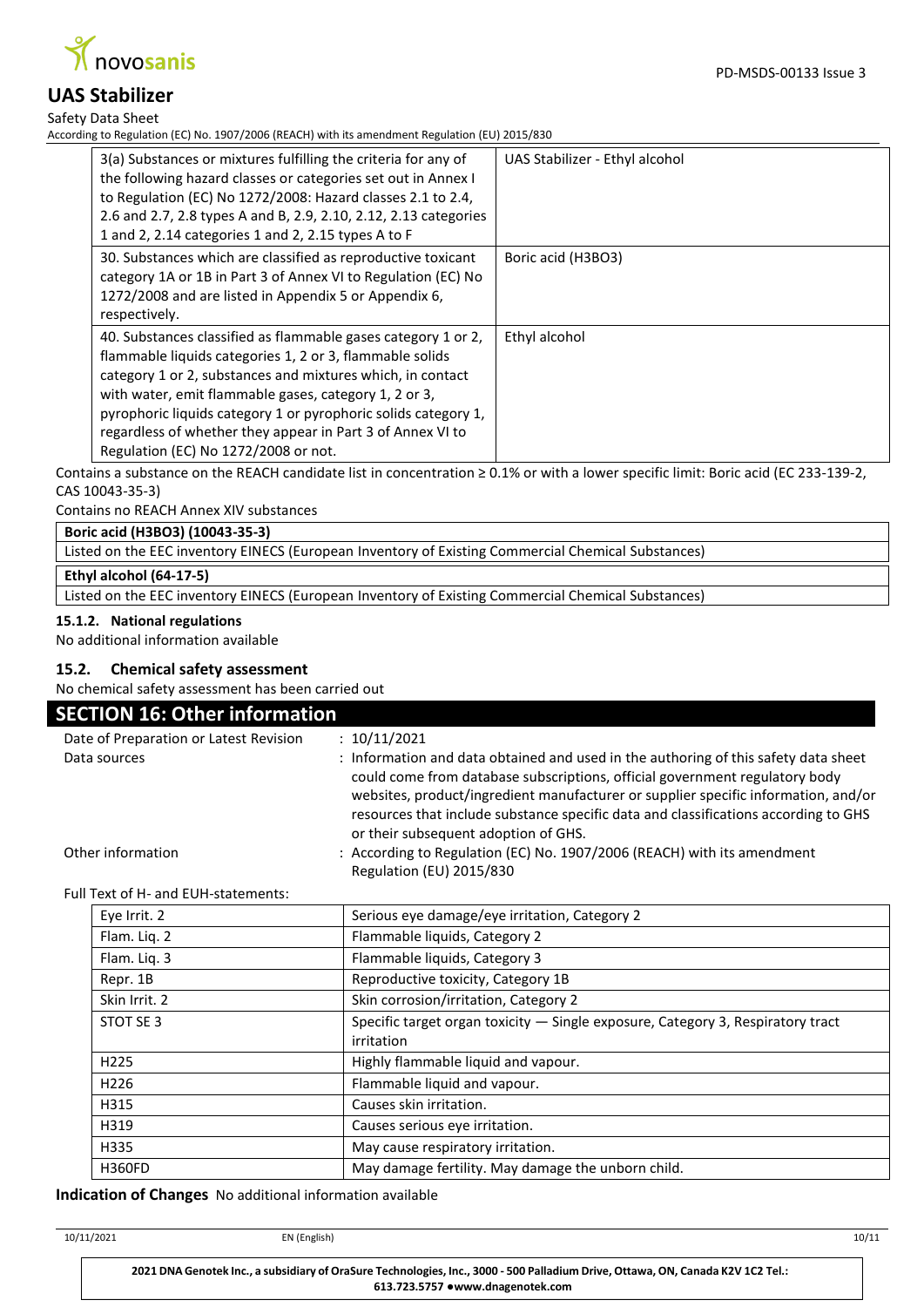| | |
|---|---|
| 3(a) Substances or mixtures fulfilling the criteria for any of the following hazard classes or categories set out in Annex I to Regulation (EC) No 1272/2008: Hazard classes 2.1 to 2.4, 2.6 and 2.7, 2.8 types A and B, 2.9, 2.10, 2.12, 2.13 categories 1 and 2, 2.14 categories 1 and 2, 2.15 types A to F | UAS Stabilizer - Ethyl alcohol |
| 30. Substances which are classified as reproductive toxicant category 1A or 1B in Part 3 of Annex VI to Regulation (EC) No 1272/2008 and are listed in Appendix 5 or Appendix 6, respectively. | Boric acid ($H_3BO_3$) |
| 40. Substances classified as flammable gases category 1 or 2, flammable liquids categories 1, 2 or 3, flammable solids category 1 or 2, substances and mixtures which, in contact with water, emit flammable gases, category 1, 2 or 3, pyrophoric liquids category 1 or pyrophoric solids category 1, regardless of whether they appear in Part 3 of Annex VI to Regulation (EC) No 1272/2008 or not. | Ethyl alcohol |

Contains a substance on the REACH candidate list in concentration ≥ 0.1% or with a lower specific limit: Boric acid (EC 233-139-2, CAS 10043-35-3)

Contains no REACH Annex XIV substances

| **Boric acid ($H_3BO_3$) (10043-35-3)** |
|---|
| Listed on the EEC inventory EINECS (European Inventory of Existing Commercial Chemical Substances) |

| **Ethyl alcohol (64-17-5)** |
|---|
| Listed on the EEC inventory EINECS (European Inventory of Existing Commercial Chemical Substances) |

#### 15.1.2. National regulations

No additional information available

### 15.2. Chemical safety assessment

No chemical safety assessment has been carried out

## SECTION 16: Other information

Date of Preparation or Latest Revision : 10/11/2021

Data sources : Information and data obtained and used in the authoring of this safety data sheet could come from database subscriptions, official government regulatory body websites, product/ingredient manufacturer or supplier specific information, and/or resources that include substance specific data and classifications according to GHS or their subsequent adoption of GHS.

Other information : According to Regulation (EC) No. 1907/2006 (REACH) with its amendment Regulation (EU) 2015/830

Full Text of H- and EUH-statements:

| | |
|---|---|
| Eye Irrit. 2 | Serious eye damage/eye irritation, Category 2 |
| Flam. Liq. 2 | Flammable liquids, Category 2 |
| Flam. Liq. 3 | Flammable liquids, Category 3 |
| Repr. 1B | Reproductive toxicity, Category 1B |
| Skin Irrit. 2 | Skin corrosion/irritation, Category 2 |
| STOT SE 3 | Specific target organ toxicity — Single exposure, Category 3, Respiratory tract irritation |
| H225 | Highly flammable liquid and vapour. |
| H226 | Flammable liquid and vapour. |
| H315 | Causes skin irritation. |
| H319 | Causes serious eye irritation. |
| H335 | May cause respiratory irritation. |
| H360FD | May damage fertility. May damage the unborn child. |

**Indication of Changes** No additional information available

2021 DNA Genotek Inc., a subsidiary of OraSure Technologies, Inc., 3000 - 500 Palladium Drive, Ottawa, ON, Canada K2V 1C2 Tel.: 613.723.5757 • www.dnagenotek.com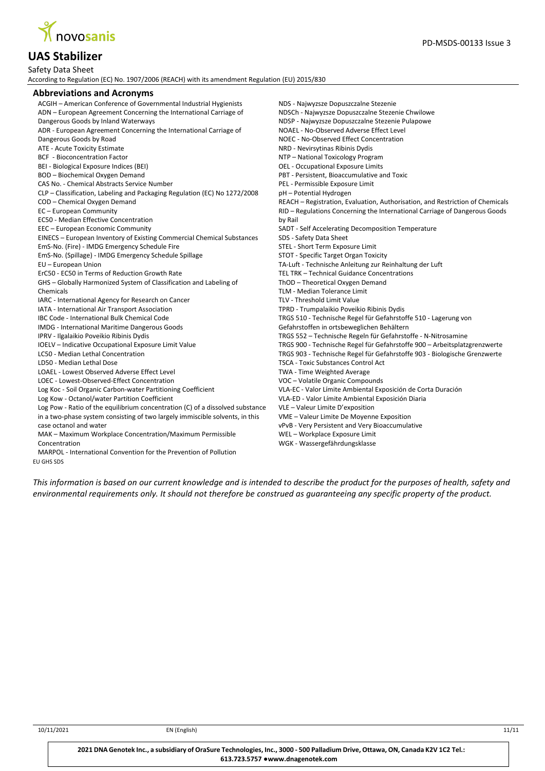## Abbreviations and Acronyms

ACGIH – American Conference of Governmental Industrial Hygienists
ADN – European Agreement Concerning the International Carriage of Dangerous Goods by Inland Waterways
ADR - European Agreement Concerning the International Carriage of Dangerous Goods by Road
ATE - Acute Toxicity Estimate
BCF - Bioconcentration Factor
BEI - Biological Exposure Indices (BEI)
BOD – Biochemical Oxygen Demand
CAS No. - Chemical Abstracts Service Number
CLP – Classification, Labeling and Packaging Regulation (EC) No 1272/2008
COD – Chemical Oxygen Demand
EC – European Community
EC50 - Median Effective Concentration
EEC – European Economic Community
EINECS – European Inventory of Existing Commercial Chemical Substances
EmS-No. (Fire) - IMDG Emergency Schedule Fire
EmS-No. (Spillage) - IMDG Emergency Schedule Spillage
EU – European Union
ErC50 - EC50 in Terms of Reduction Growth Rate
GHS – Globally Harmonized System of Classification and Labeling of Chemicals
IARC - International Agency for Research on Cancer
IATA - International Air Transport Association
IBC Code - International Bulk Chemical Code
IMDG - International Maritime Dangerous Goods
IPRV - Ilgalaikio Poveikio Ribinis Dydis
IOELV – Indicative Occupational Exposure Limit Value
LC50 - Median Lethal Concentration
LD50 - Median Lethal Dose
LOAEL - Lowest Observed Adverse Effect Level
LOEC - Lowest-Observed-Effect Concentration
Log Koc - Soil Organic Carbon-water Partitioning Coefficient
Log Kow - Octanol/water Partition Coefficient
Log Pow - Ratio of the equilibrium concentration (C) of a dissolved substance in a two-phase system consisting of two largely immiscible solvents, in this case octanol and water
MAK – Maximum Workplace Concentration/Maximum Permissible Concentration
MARPOL - International Convention for the Prevention of Pollution
NDS - Najwyzsze Dopuszczalne Stezenie
NDSCh - Najwyzsze Dopuszczalne Stezenie Chwilowe
NDSP - Najwyzsze Dopuszczalne Stezenie Pulapowe
NOAEL - No-Observed Adverse Effect Level
NOEC - No-Observed Effect Concentration
NRD - Nevirsytinas Ribinis Dydis
NTP – National Toxicology Program
OEL - Occupational Exposure Limits
PBT - Persistent, Bioaccumulative and Toxic
PEL - Permissible Exposure Limit
pH – Potential Hydrogen
REACH – Registration, Evaluation, Authorisation, and Restriction of Chemicals
RID – Regulations Concerning the International Carriage of Dangerous Goods by Rail
SADT - Self Accelerating Decomposition Temperature
SDS - Safety Data Sheet
STEL - Short Term Exposure Limit
STOT - Specific Target Organ Toxicity
TA-Luft - Technische Anleitung zur Reinhaltung der Luft
TEL TRK – Technical Guidance Concentrations
ThOD – Theoretical Oxygen Demand
TLM - Median Tolerance Limit
TLV - Threshold Limit Value
TPRD - Trumpalaikio Poveikio Ribinis Dydis
TRGS 510 - Technische Regel für Gefahrstoffe 510 - Lagerung von Gefahrstoffen in ortsbeweglichen Behältern
TRGS 552 – Technische Regeln für Gefahrstoffe - N-Nitrosamine
TRGS 900 - Technische Regel für Gefahrstoffe 900 – Arbeitsplatzgrenzwerte
TRGS 903 - Technische Regel für Gefahrstoffe 903 - Biologische Grenzwerte
TSCA - Toxic Substances Control Act
TWA - Time Weighted Average
VOC – Volatile Organic Compounds
VLA-EC - Valor Límite Ambiental Exposición de Corta Duración
VLA-ED - Valor Límite Ambiental Exposición Diaria
VLE – Valeur Limite D'exposition
VME – Valeur Limite De Moyenne Exposition
vPvB - Very Persistent and Very Bioaccumulative
WEL – Workplace Exposure Limit
WGK - Wassergefährdungsklasse

EU GHS SDS

*This information is based on our current knowledge and is intended to describe the product for the purposes of health, safety and environmental requirements only. It should not therefore be construed as guaranteeing any specific property of the product.*